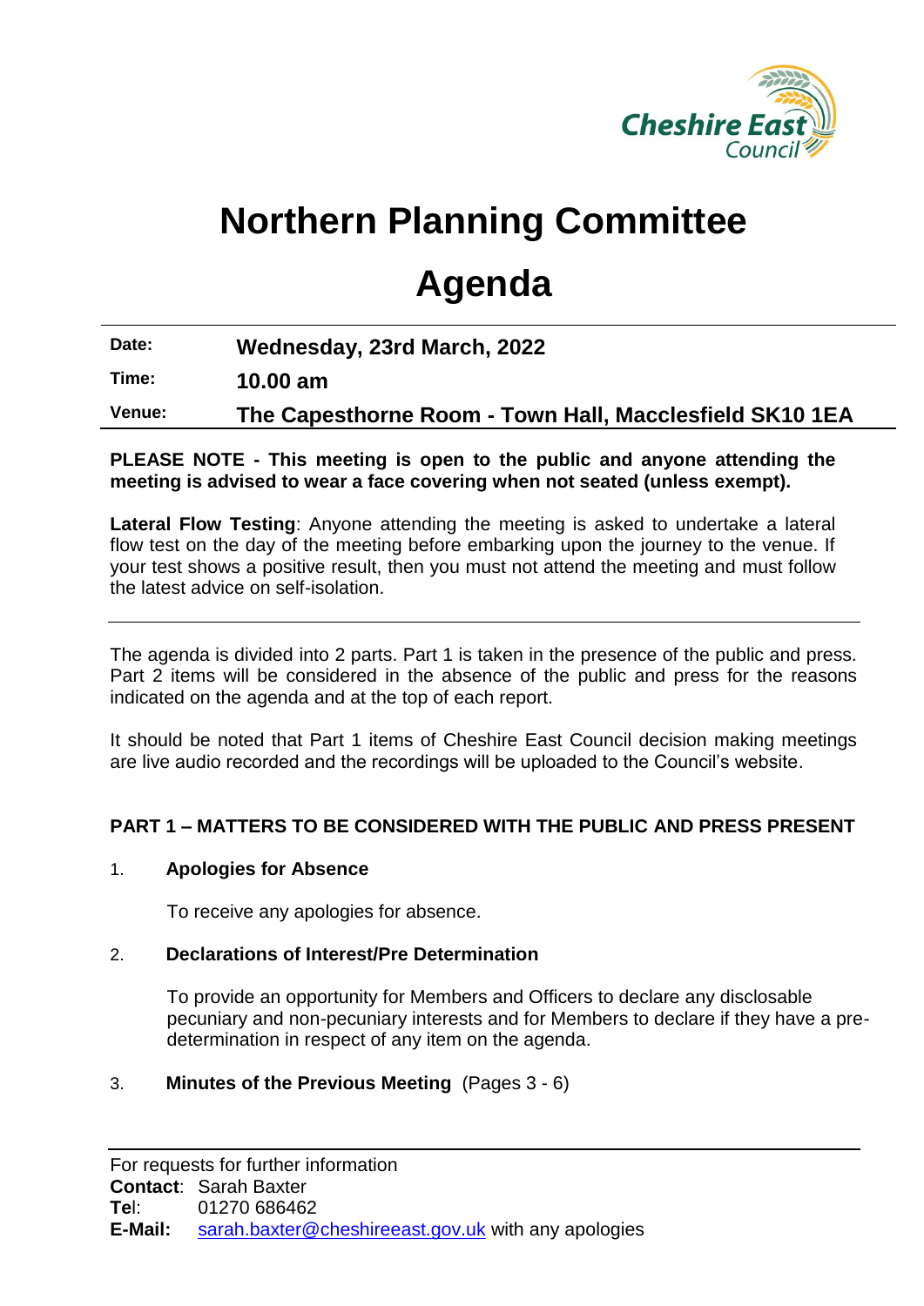Cheshire East Council

# Northern Planning Committee

# Agenda

| | |
|---|---|
| **Date:** | **Wednesday, 23rd March, 2022** |
| **Time:** | **10.00 am** |
| **Venue:** | **The Capesthorne Room - Town Hall, Macclesfield SK10 1EA** |

**PLEASE NOTE - This meeting is open to the public and anyone attending the meeting is advised to wear a face covering when not seated (unless exempt).**

**Lateral Flow Testing**: Anyone attending the meeting is asked to undertake a lateral flow test on the day of the meeting before embarking upon the journey to the venue. If your test shows a positive result, then you must not attend the meeting and must follow the latest advice on self-isolation.

---

The agenda is divided into 2 parts. Part 1 is taken in the presence of the public and press. Part 2 items will be considered in the absence of the public and press for the reasons indicated on the agenda and at the top of each report.

It should be noted that Part 1 items of Cheshire East Council decision making meetings are live audio recorded and the recordings will be uploaded to the Council's website.

**PART 1 – MATTERS TO BE CONSIDERED WITH THE PUBLIC AND PRESS PRESENT**

1. **Apologies for Absence**

   To receive any apologies for absence.

2. **Declarations of Interest/Pre Determination**

   To provide an opportunity for Members and Officers to declare any disclosable pecuniary and non-pecuniary interests and for Members to declare if they have a pre-determination in respect of any item on the agenda.

3. **Minutes of the Previous Meeting** (Pages 3 - 6)

---

For requests for further information
**Contact**: Sarah Baxter
**Tel**: 01270 686462
**E-Mail:** sarah.baxter@cheshireeast.gov.uk with any apologies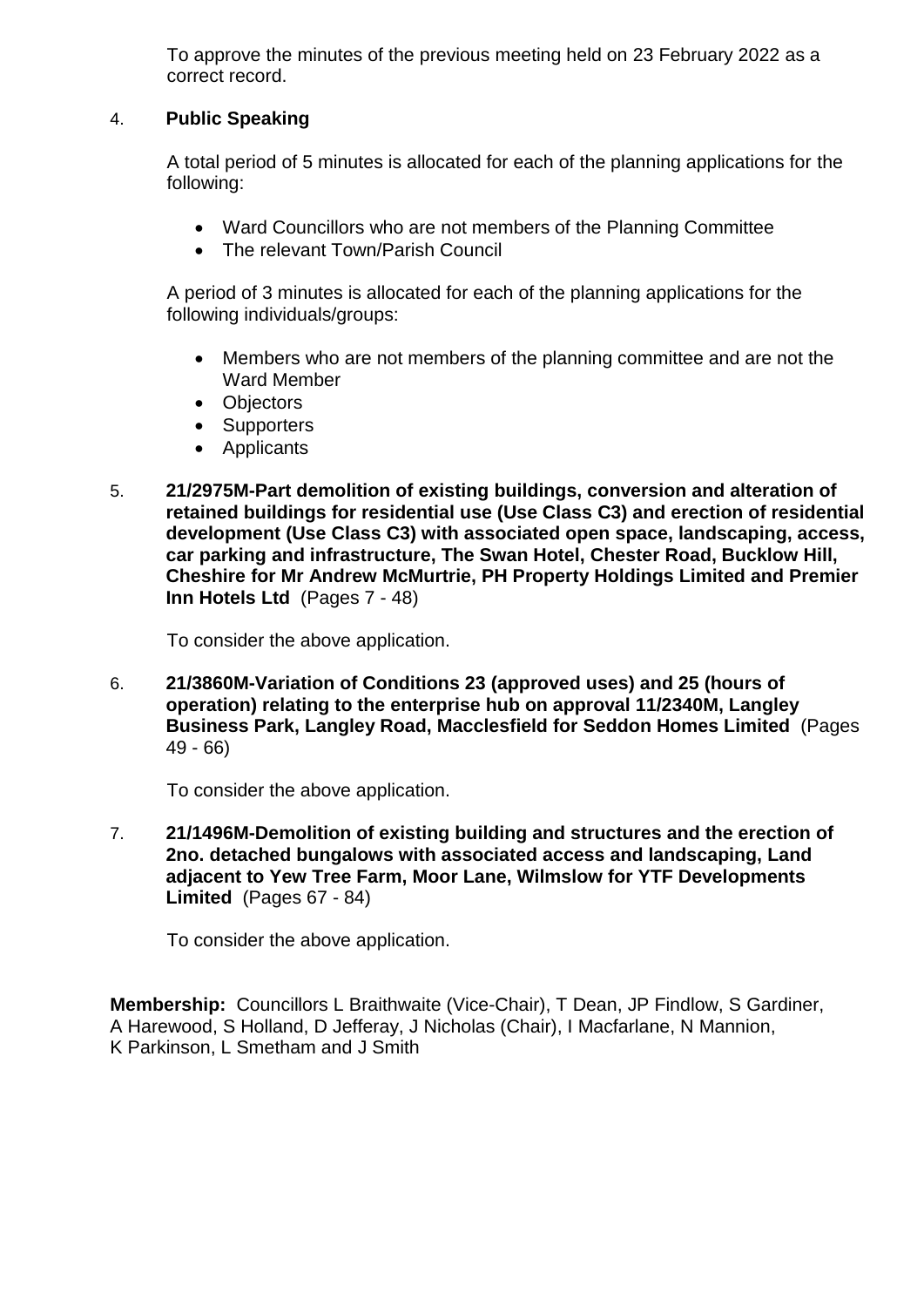To approve the minutes of the previous meeting held on 23 February 2022 as a correct record.

4. **Public Speaking**

A total period of 5 minutes is allocated for each of the planning applications for the following:

- Ward Councillors who are not members of the Planning Committee
- The relevant Town/Parish Council

A period of 3 minutes is allocated for each of the planning applications for the following individuals/groups:

- Members who are not members of the planning committee and are not the Ward Member
- Objectors
- Supporters
- Applicants

5. **21/2975M-Part demolition of existing buildings, conversion and alteration of retained buildings for residential use (Use Class C3) and erection of residential development (Use Class C3) with associated open space, landscaping, access, car parking and infrastructure, The Swan Hotel, Chester Road, Bucklow Hill, Cheshire for Mr Andrew McMurtrie, PH Property Holdings Limited and Premier Inn Hotels Ltd** (Pages 7 - 48)

To consider the above application.

6. **21/3860M-Variation of Conditions 23 (approved uses) and 25 (hours of operation) relating to the enterprise hub on approval 11/2340M, Langley Business Park, Langley Road, Macclesfield for Seddon Homes Limited** (Pages 49 - 66)

To consider the above application.

7. **21/1496M-Demolition of existing building and structures and the erection of 2no. detached bungalows with associated access and landscaping, Land adjacent to Yew Tree Farm, Moor Lane, Wilmslow for YTF Developments Limited** (Pages 67 - 84)

To consider the above application.

**Membership:** Councillors L Braithwaite (Vice-Chair), T Dean, JP Findlow, S Gardiner, A Harewood, S Holland, D Jefferay, J Nicholas (Chair), I Macfarlane, N Mannion, K Parkinson, L Smetham and J Smith